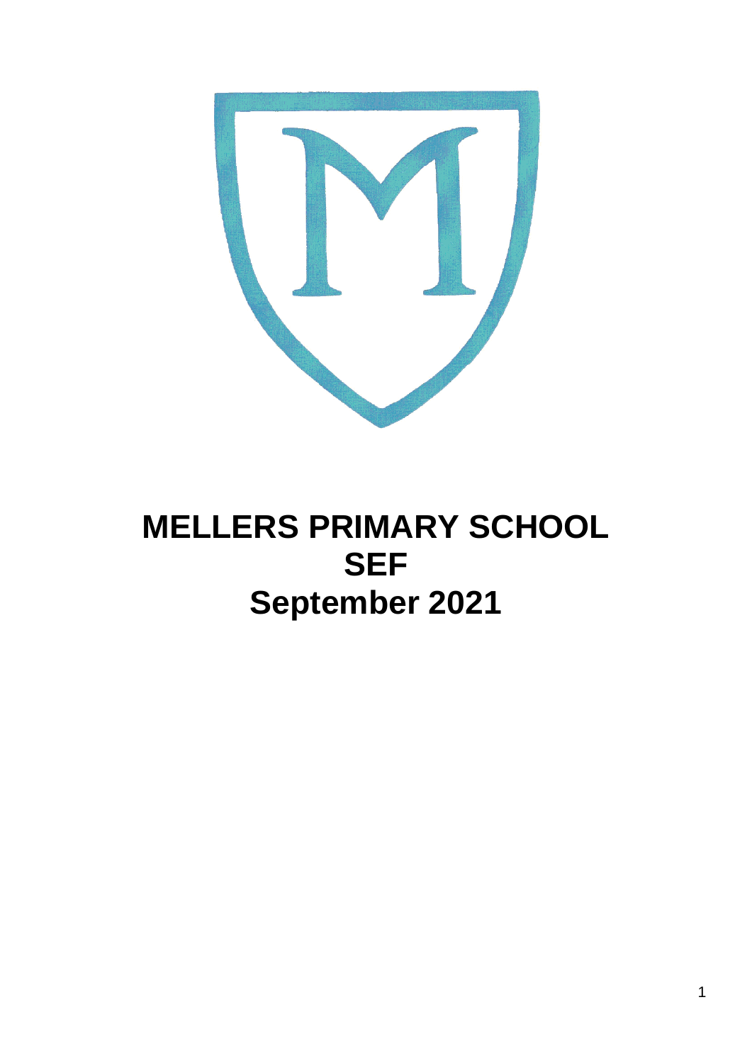# MELLERS PRIMARY SCHOOL
# SEF
# September 2021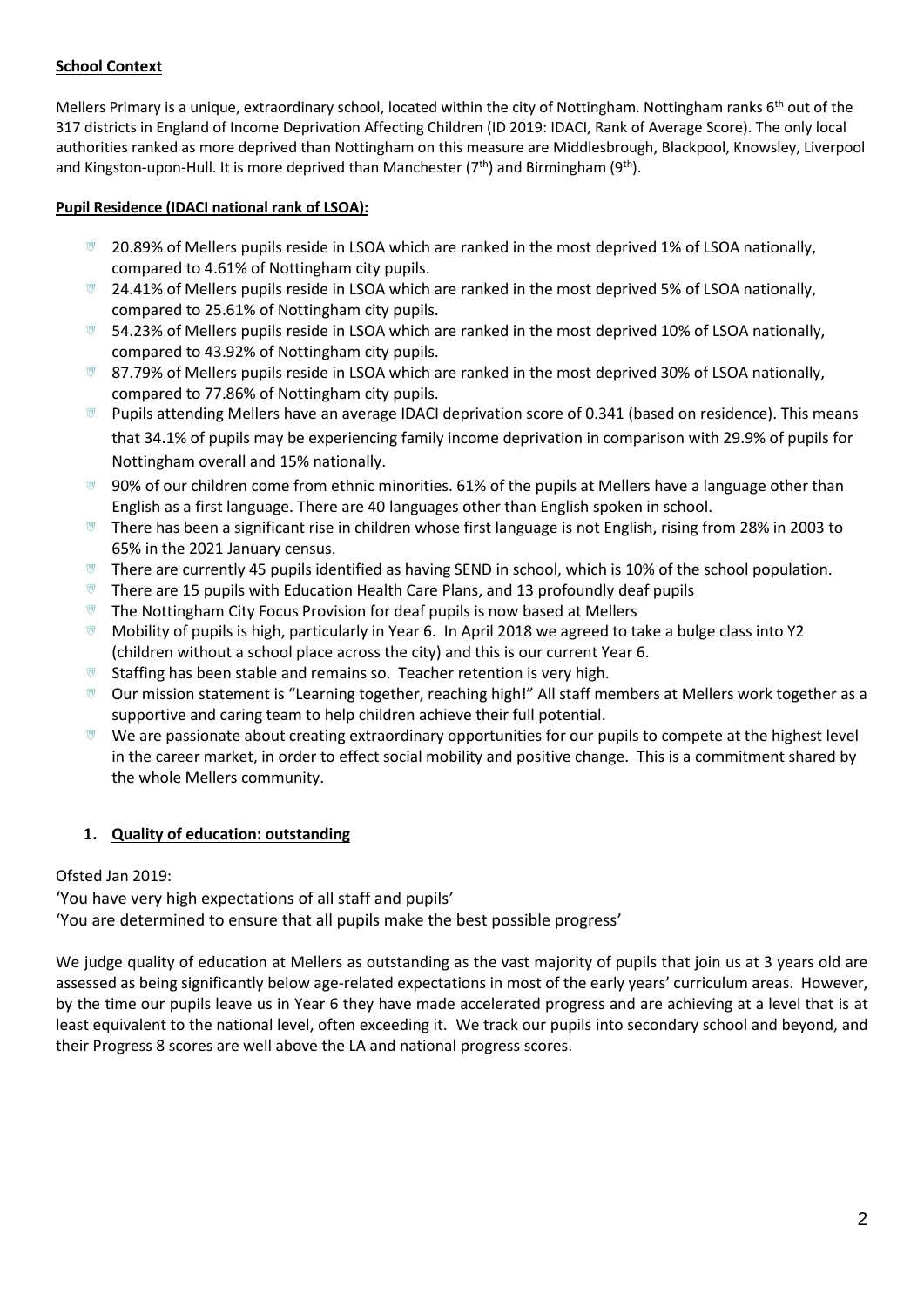**School Context**

Mellers Primary is a unique, extraordinary school, located within the city of Nottingham. Nottingham ranks 6th out of the 317 districts in England of Income Deprivation Affecting Children (ID 2019: IDACI, Rank of Average Score). The only local authorities ranked as more deprived than Nottingham on this measure are Middlesbrough, Blackpool, Knowsley, Liverpool and Kingston-upon-Hull. It is more deprived than Manchester (7th) and Birmingham (9th).

**Pupil Residence (IDACI national rank of LSOA):**

- 20.89% of Mellers pupils reside in LSOA which are ranked in the most deprived 1% of LSOA nationally, compared to 4.61% of Nottingham city pupils.
- 24.41% of Mellers pupils reside in LSOA which are ranked in the most deprived 5% of LSOA nationally, compared to 25.61% of Nottingham city pupils.
- 54.23% of Mellers pupils reside in LSOA which are ranked in the most deprived 10% of LSOA nationally, compared to 43.92% of Nottingham city pupils.
- 87.79% of Mellers pupils reside in LSOA which are ranked in the most deprived 30% of LSOA nationally, compared to 77.86% of Nottingham city pupils.
- Pupils attending Mellers have an average IDACI deprivation score of 0.341 (based on residence). This means that 34.1% of pupils may be experiencing family income deprivation in comparison with 29.9% of pupils for Nottingham overall and 15% nationally.
- 90% of our children come from ethnic minorities. 61% of the pupils at Mellers have a language other than English as a first language. There are 40 languages other than English spoken in school.
- There has been a significant rise in children whose first language is not English, rising from 28% in 2003 to 65% in the 2021 January census.
- There are currently 45 pupils identified as having SEND in school, which is 10% of the school population.
- There are 15 pupils with Education Health Care Plans, and 13 profoundly deaf pupils
- The Nottingham City Focus Provision for deaf pupils is now based at Mellers
- Mobility of pupils is high, particularly in Year 6. In April 2018 we agreed to take a bulge class into Y2 (children without a school place across the city) and this is our current Year 6.
- Staffing has been stable and remains so. Teacher retention is very high.
- Our mission statement is "Learning together, reaching high!" All staff members at Mellers work together as a supportive and caring team to help children achieve their full potential.
- We are passionate about creating extraordinary opportunities for our pupils to compete at the highest level in the career market, in order to effect social mobility and positive change. This is a commitment shared by the whole Mellers community.

## 1. Quality of education: outstanding

Ofsted Jan 2019:

'You have very high expectations of all staff and pupils'

'You are determined to ensure that all pupils make the best possible progress'

We judge quality of education at Mellers as outstanding as the vast majority of pupils that join us at 3 years old are assessed as being significantly below age-related expectations in most of the early years' curriculum areas. However, by the time our pupils leave us in Year 6 they have made accelerated progress and are achieving at a level that is at least equivalent to the national level, often exceeding it. We track our pupils into secondary school and beyond, and their Progress 8 scores are well above the LA and national progress scores.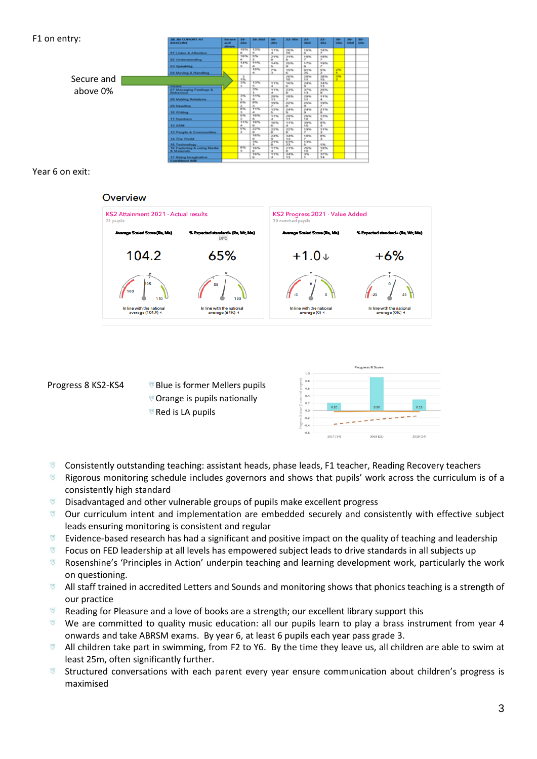F1 on entry:

Secure and above 0%

Year 6 on exit:

## Overview

| KS2 Attainment 2021 · Actual results (31 pupils) | | KS2 Progress 2021 · Value Added (30 matched pupils) | |
|---|---|---|---|
| Average Scaled Score (Re, Ma) | % Expected standard+ (Re, Wr, Ma) | Average Scaled Score (Re, Ma) | % Expected standard+ (Re, Wr, Ma) |
| 104.2 | 65% | +1.0 | +6% |
| In line with the national average (104.9) | In line with the national average (64%) | In line with the national average (0) | In line with the national average (0%) |

Progress 8 KS2-KS4

- Blue is former Mellers pupils
- Orange is pupils nationally
- Red is LA pupils

- Consistently outstanding teaching: assistant heads, phase leads, F1 teacher, Reading Recovery teachers
- Rigorous monitoring schedule includes governors and shows that pupils' work across the curriculum is of a consistently high standard
- Disadvantaged and other vulnerable groups of pupils make excellent progress
- Our curriculum intent and implementation are embedded securely and consistently with effective subject leads ensuring monitoring is consistent and regular
- Evidence-based research has had a significant and positive impact on the quality of teaching and leadership
- Focus on FED leadership at all levels has empowered subject leads to drive standards in all subjects up
- Rosenshine's 'Principles in Action' underpin teaching and learning development work, particularly the work on questioning.
- All staff trained in accredited Letters and Sounds and monitoring shows that phonics teaching is a strength of our practice
- Reading for Pleasure and a love of books are a strength; our excellent library support this
- We are committed to quality music education: all our pupils learn to play a brass instrument from year 4 onwards and take ABRSM exams. By year 6, at least 6 pupils each year pass grade 3.
- All children take part in swimming, from F2 to Y6. By the time they leave us, all children are able to swim at least 25m, often significantly further.
- Structured conversations with each parent every year ensure communication about children's progress is maximised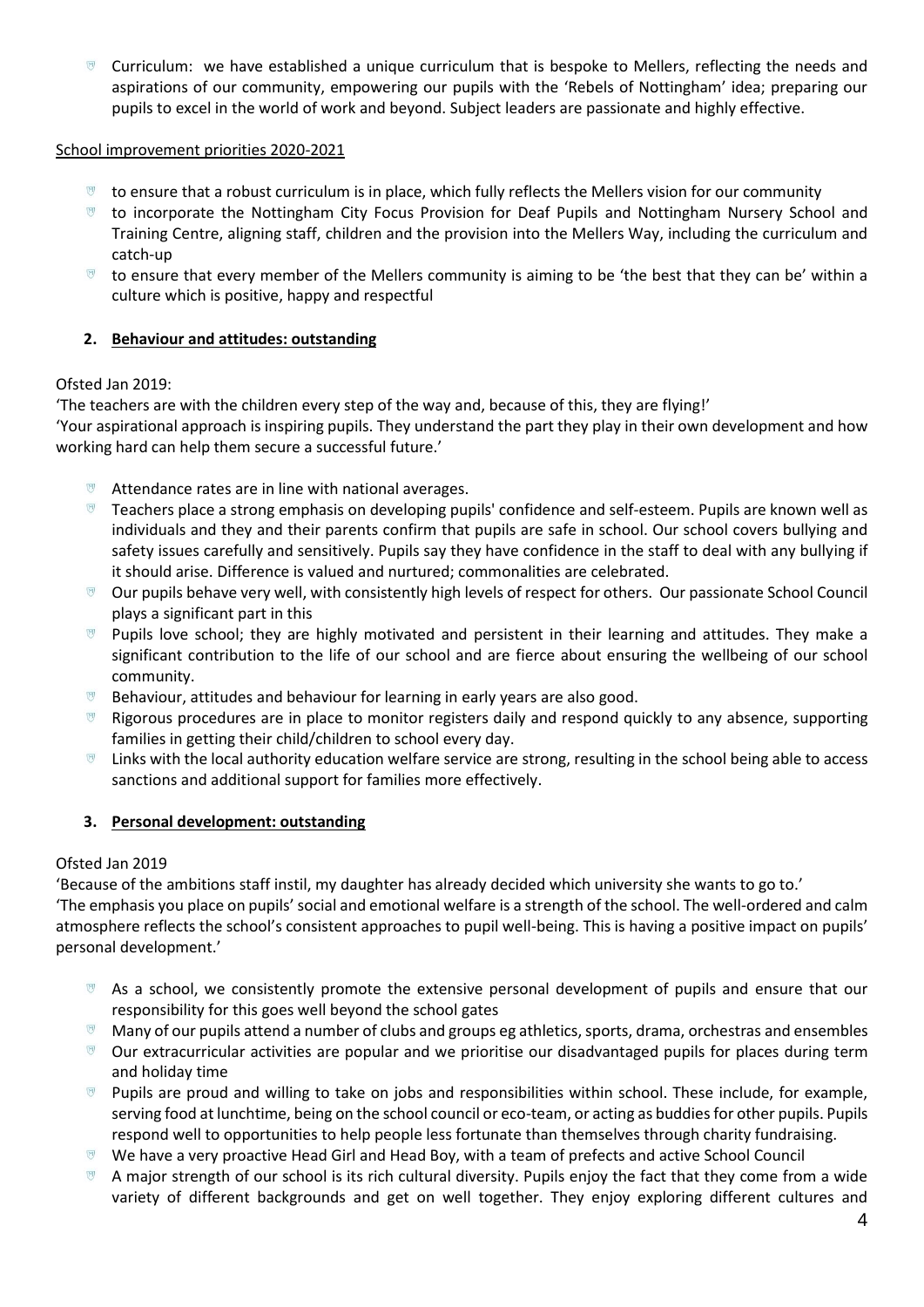- Curriculum: we have established a unique curriculum that is bespoke to Mellers, reflecting the needs and aspirations of our community, empowering our pupils with the 'Rebels of Nottingham' idea; preparing our pupils to excel in the world of work and beyond. Subject leaders are passionate and highly effective.

School improvement priorities 2020-2021

- to ensure that a robust curriculum is in place, which fully reflects the Mellers vision for our community
- to incorporate the Nottingham City Focus Provision for Deaf Pupils and Nottingham Nursery School and Training Centre, aligning staff, children and the provision into the Mellers Way, including the curriculum and catch-up
- to ensure that every member of the Mellers community is aiming to be 'the best that they can be' within a culture which is positive, happy and respectful

## 2. Behaviour and attitudes: outstanding

Ofsted Jan 2019:

'The teachers are with the children every step of the way and, because of this, they are flying!'

'Your aspirational approach is inspiring pupils. They understand the part they play in their own development and how working hard can help them secure a successful future.'

- Attendance rates are in line with national averages.
- Teachers place a strong emphasis on developing pupils' confidence and self-esteem. Pupils are known well as individuals and they and their parents confirm that pupils are safe in school. Our school covers bullying and safety issues carefully and sensitively. Pupils say they have confidence in the staff to deal with any bullying if it should arise. Difference is valued and nurtured; commonalities are celebrated.
- Our pupils behave very well, with consistently high levels of respect for others. Our passionate School Council plays a significant part in this
- Pupils love school; they are highly motivated and persistent in their learning and attitudes. They make a significant contribution to the life of our school and are fierce about ensuring the wellbeing of our school community.
- Behaviour, attitudes and behaviour for learning in early years are also good.
- Rigorous procedures are in place to monitor registers daily and respond quickly to any absence, supporting families in getting their child/children to school every day.
- Links with the local authority education welfare service are strong, resulting in the school being able to access sanctions and additional support for families more effectively.

## 3. Personal development: outstanding

Ofsted Jan 2019

'Because of the ambitions staff instil, my daughter has already decided which university she wants to go to.'

'The emphasis you place on pupils' social and emotional welfare is a strength of the school. The well-ordered and calm atmosphere reflects the school's consistent approaches to pupil well-being. This is having a positive impact on pupils' personal development.'

- As a school, we consistently promote the extensive personal development of pupils and ensure that our responsibility for this goes well beyond the school gates
- Many of our pupils attend a number of clubs and groups eg athletics, sports, drama, orchestras and ensembles
- Our extracurricular activities are popular and we prioritise our disadvantaged pupils for places during term and holiday time
- Pupils are proud and willing to take on jobs and responsibilities within school. These include, for example, serving food at lunchtime, being on the school council or eco-team, or acting as buddies for other pupils. Pupils respond well to opportunities to help people less fortunate than themselves through charity fundraising.
- We have a very proactive Head Girl and Head Boy, with a team of prefects and active School Council
- A major strength of our school is its rich cultural diversity. Pupils enjoy the fact that they come from a wide variety of different backgrounds and get on well together. They enjoy exploring different cultures and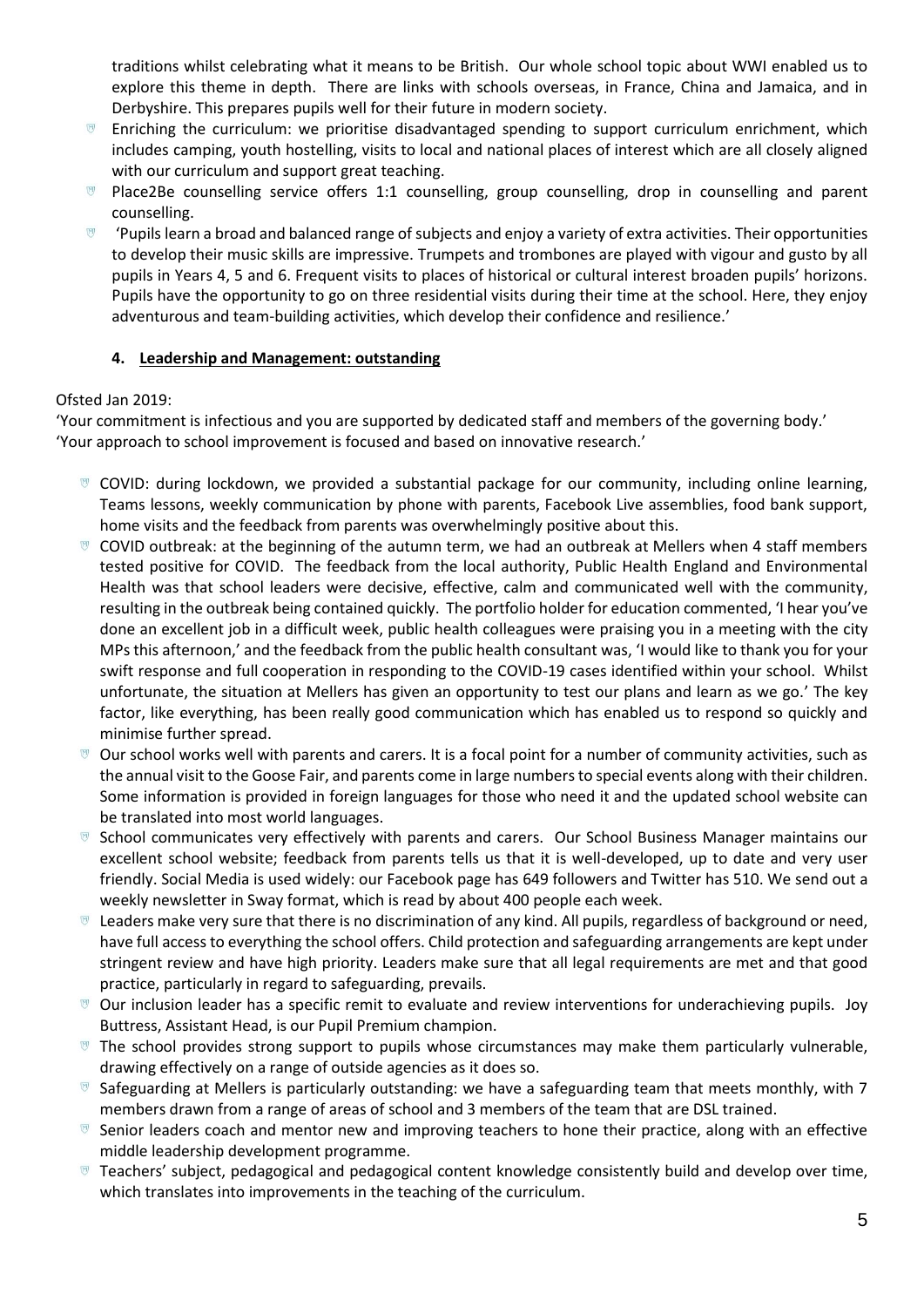traditions whilst celebrating what it means to be British. Our whole school topic about WWI enabled us to explore this theme in depth. There are links with schools overseas, in France, China and Jamaica, and in Derbyshire. This prepares pupils well for their future in modern society.

- Enriching the curriculum: we prioritise disadvantaged spending to support curriculum enrichment, which includes camping, youth hostelling, visits to local and national places of interest which are all closely aligned with our curriculum and support great teaching.
- Place2Be counselling service offers 1:1 counselling, group counselling, drop in counselling and parent counselling.
- 'Pupils learn a broad and balanced range of subjects and enjoy a variety of extra activities. Their opportunities to develop their music skills are impressive. Trumpets and trombones are played with vigour and gusto by all pupils in Years 4, 5 and 6. Frequent visits to places of historical or cultural interest broaden pupils' horizons. Pupils have the opportunity to go on three residential visits during their time at the school. Here, they enjoy adventurous and team-building activities, which develop their confidence and resilience.'

### 4. Leadership and Management: outstanding

Ofsted Jan 2019:
'Your commitment is infectious and you are supported by dedicated staff and members of the governing body.'
'Your approach to school improvement is focused and based on innovative research.'

- COVID: during lockdown, we provided a substantial package for our community, including online learning, Teams lessons, weekly communication by phone with parents, Facebook Live assemblies, food bank support, home visits and the feedback from parents was overwhelmingly positive about this.
- COVID outbreak: at the beginning of the autumn term, we had an outbreak at Mellers when 4 staff members tested positive for COVID. The feedback from the local authority, Public Health England and Environmental Health was that school leaders were decisive, effective, calm and communicated well with the community, resulting in the outbreak being contained quickly. The portfolio holder for education commented, 'I hear you've done an excellent job in a difficult week, public health colleagues were praising you in a meeting with the city MPs this afternoon,' and the feedback from the public health consultant was, 'I would like to thank you for your swift response and full cooperation in responding to the COVID-19 cases identified within your school. Whilst unfortunate, the situation at Mellers has given an opportunity to test our plans and learn as we go.' The key factor, like everything, has been really good communication which has enabled us to respond so quickly and minimise further spread.
- Our school works well with parents and carers. It is a focal point for a number of community activities, such as the annual visit to the Goose Fair, and parents come in large numbers to special events along with their children. Some information is provided in foreign languages for those who need it and the updated school website can be translated into most world languages.
- School communicates very effectively with parents and carers. Our School Business Manager maintains our excellent school website; feedback from parents tells us that it is well-developed, up to date and very user friendly. Social Media is used widely: our Facebook page has 649 followers and Twitter has 510. We send out a weekly newsletter in Sway format, which is read by about 400 people each week.
- Leaders make very sure that there is no discrimination of any kind. All pupils, regardless of background or need, have full access to everything the school offers. Child protection and safeguarding arrangements are kept under stringent review and have high priority. Leaders make sure that all legal requirements are met and that good practice, particularly in regard to safeguarding, prevails.
- Our inclusion leader has a specific remit to evaluate and review interventions for underachieving pupils. Joy Buttress, Assistant Head, is our Pupil Premium champion.
- The school provides strong support to pupils whose circumstances may make them particularly vulnerable, drawing effectively on a range of outside agencies as it does so.
- Safeguarding at Mellers is particularly outstanding: we have a safeguarding team that meets monthly, with 7 members drawn from a range of areas of school and 3 members of the team that are DSL trained.
- Senior leaders coach and mentor new and improving teachers to hone their practice, along with an effective middle leadership development programme.
- Teachers' subject, pedagogical and pedagogical content knowledge consistently build and develop over time, which translates into improvements in the teaching of the curriculum.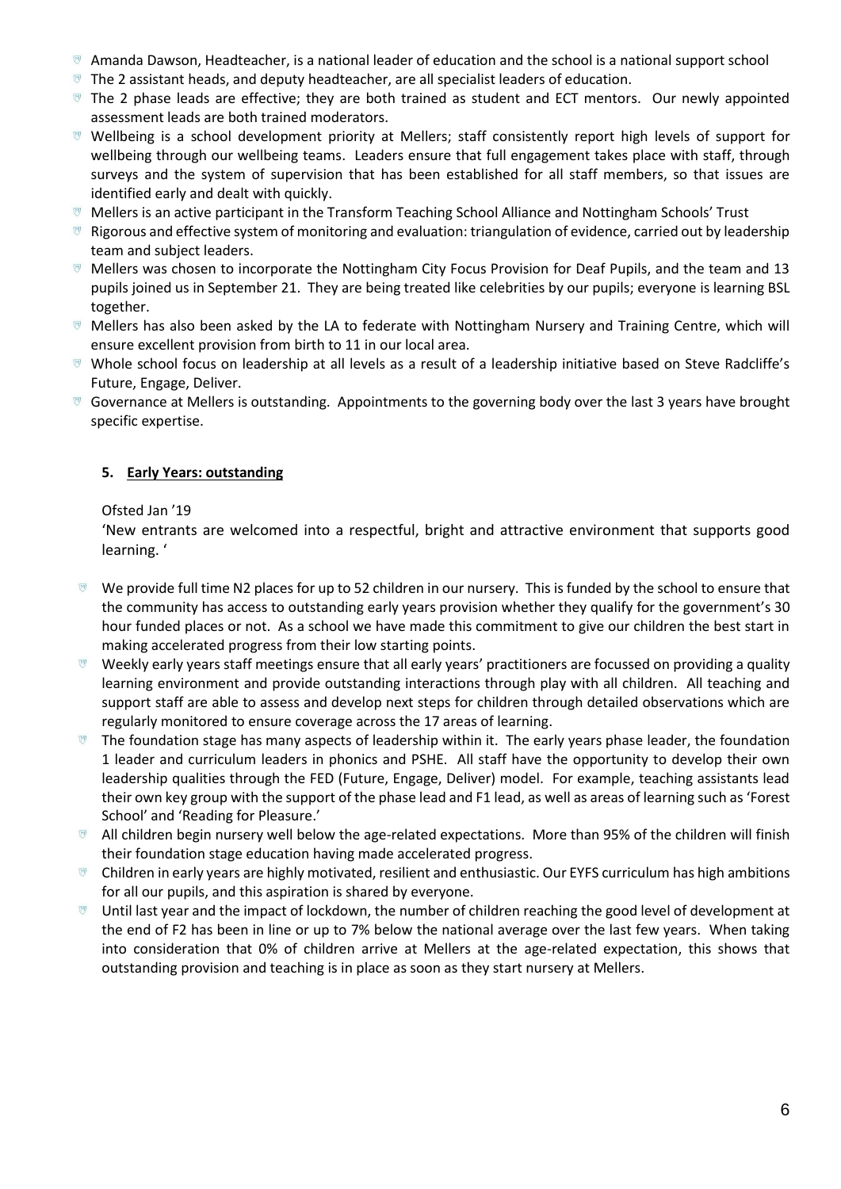- Amanda Dawson, Headteacher, is a national leader of education and the school is a national support school
- The 2 assistant heads, and deputy headteacher, are all specialist leaders of education.
- The 2 phase leads are effective; they are both trained as student and ECT mentors. Our newly appointed assessment leads are both trained moderators.
- Wellbeing is a school development priority at Mellers; staff consistently report high levels of support for wellbeing through our wellbeing teams. Leaders ensure that full engagement takes place with staff, through surveys and the system of supervision that has been established for all staff members, so that issues are identified early and dealt with quickly.
- Mellers is an active participant in the Transform Teaching School Alliance and Nottingham Schools' Trust
- Rigorous and effective system of monitoring and evaluation: triangulation of evidence, carried out by leadership team and subject leaders.
- Mellers was chosen to incorporate the Nottingham City Focus Provision for Deaf Pupils, and the team and 13 pupils joined us in September 21. They are being treated like celebrities by our pupils; everyone is learning BSL together.
- Mellers has also been asked by the LA to federate with Nottingham Nursery and Training Centre, which will ensure excellent provision from birth to 11 in our local area.
- Whole school focus on leadership at all levels as a result of a leadership initiative based on Steve Radcliffe's Future, Engage, Deliver.
- Governance at Mellers is outstanding. Appointments to the governing body over the last 3 years have brought specific expertise.

## 5. Early Years: outstanding

Ofsted Jan '19

'New entrants are welcomed into a respectful, bright and attractive environment that supports good learning. '

- We provide full time N2 places for up to 52 children in our nursery. This is funded by the school to ensure that the community has access to outstanding early years provision whether they qualify for the government's 30 hour funded places or not. As a school we have made this commitment to give our children the best start in making accelerated progress from their low starting points.
- Weekly early years staff meetings ensure that all early years' practitioners are focussed on providing a quality learning environment and provide outstanding interactions through play with all children. All teaching and support staff are able to assess and develop next steps for children through detailed observations which are regularly monitored to ensure coverage across the 17 areas of learning.
- The foundation stage has many aspects of leadership within it. The early years phase leader, the foundation 1 leader and curriculum leaders in phonics and PSHE. All staff have the opportunity to develop their own leadership qualities through the FED (Future, Engage, Deliver) model. For example, teaching assistants lead their own key group with the support of the phase lead and F1 lead, as well as areas of learning such as 'Forest School' and 'Reading for Pleasure.'
- All children begin nursery well below the age-related expectations. More than 95% of the children will finish their foundation stage education having made accelerated progress.
- Children in early years are highly motivated, resilient and enthusiastic. Our EYFS curriculum has high ambitions for all our pupils, and this aspiration is shared by everyone.
- Until last year and the impact of lockdown, the number of children reaching the good level of development at the end of F2 has been in line or up to 7% below the national average over the last few years. When taking into consideration that 0% of children arrive at Mellers at the age-related expectation, this shows that outstanding provision and teaching is in place as soon as they start nursery at Mellers.